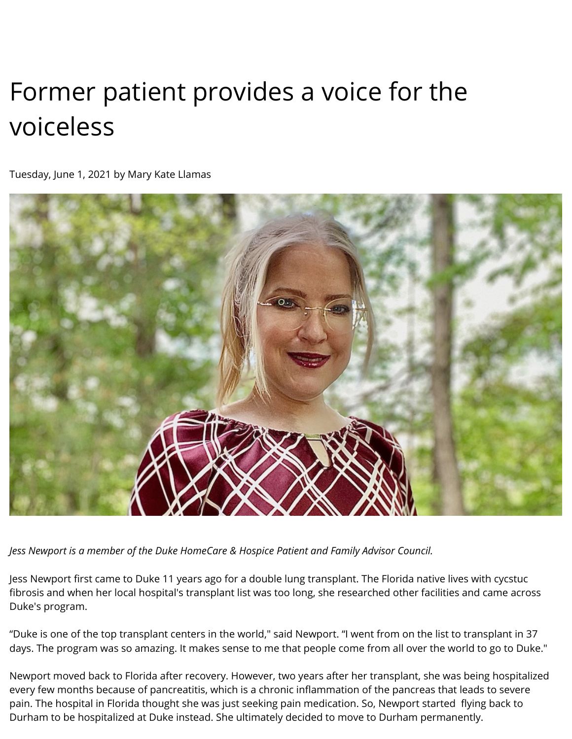# Former patient provides a voice for the voiceless

Tuesday, June 1, 2021 by Mary Kate Llamas

*Jess Newport is a member of the Duke HomeCare & Hospice Patient and Family Advisor Council.*

Jess Newport first came to Duke 11 years ago for a double lung transplant. The Florida native lives with cycstuc fibrosis and when her local hospital's transplant list was too long, she researched other facilities and came across Duke's program.

“Duke is one of the top transplant centers in the world," said Newport. “I went from on the list to transplant in 37 days. The program was so amazing. It makes sense to me that people come from all over the world to go to Duke."

Newport moved back to Florida after recovery. However, two years after her transplant, she was being hospitalized every few months because of pancreatitis, which is a chronic inflammation of the pancreas that leads to severe pain. The hospital in Florida thought she was just seeking pain medication. So, Newport started flying back to Durham to be hospitalized at Duke instead. She ultimately decided to move to Durham permanently.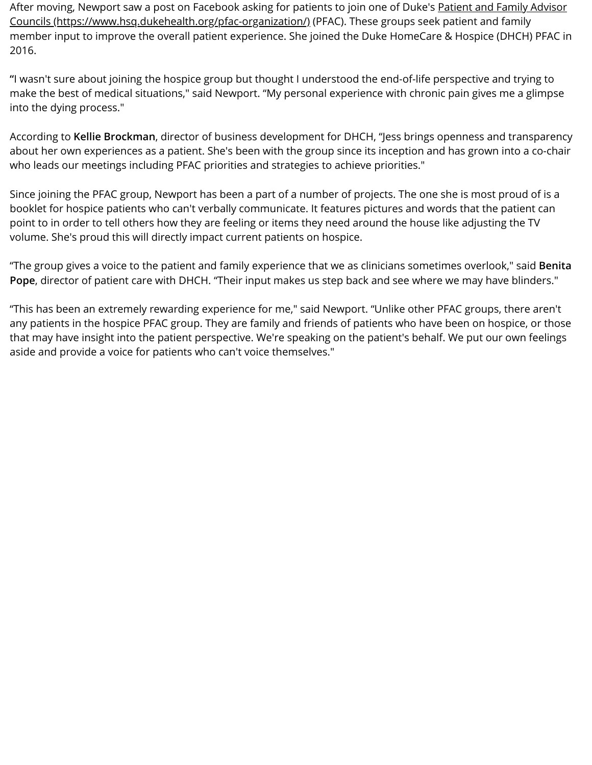After moving, Newport saw a post on Facebook asking for patients to join one of Duke's Patient and Family Advisor Councils (https://www.hsq.dukehealth.org/pfac-organization/) (PFAC). These groups seek patient and family member input to improve the overall patient experience. She joined the Duke HomeCare & Hospice (DHCH) PFAC in 2016.

"I wasn't sure about joining the hospice group but thought I understood the end-of-life perspective and trying to make the best of medical situations," said Newport. "My personal experience with chronic pain gives me a glimpse into the dying process."

According to **Kellie Brockman**, director of business development for DHCH, "Jess brings openness and transparency about her own experiences as a patient. She's been with the group since its inception and has grown into a co-chair who leads our meetings including PFAC priorities and strategies to achieve priorities."

Since joining the PFAC group, Newport has been a part of a number of projects. The one she is most proud of is a booklet for hospice patients who can't verbally communicate. It features pictures and words that the patient can point to in order to tell others how they are feeling or items they need around the house like adjusting the TV volume. She's proud this will directly impact current patients on hospice.

"The group gives a voice to the patient and family experience that we as clinicians sometimes overlook," said **Benita Pope**, director of patient care with DHCH. "Their input makes us step back and see where we may have blinders."

"This has been an extremely rewarding experience for me," said Newport. "Unlike other PFAC groups, there aren't any patients in the hospice PFAC group. They are family and friends of patients who have been on hospice, or those that may have insight into the patient perspective. We're speaking on the patient's behalf. We put our own feelings aside and provide a voice for patients who can't voice themselves."